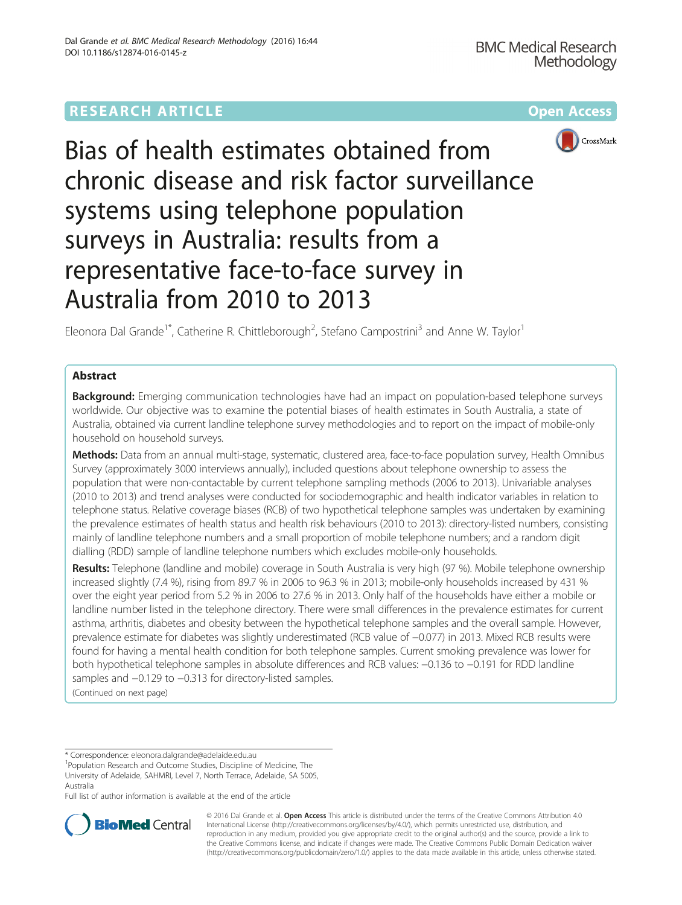RESEARCH ARTICLE

Open Access

# Bias of health estimates obtained from chronic disease and risk factor surveillance systems using telephone population surveys in Australia: results from a representative face-to-face survey in Australia from 2010 to 2013

Eleonora Dal Grande[1*], Catherine R. Chittleborough[2], Stefano Campostrini[3] and Anne W. Taylor[1]

## Abstract

**Background:** Emerging communication technologies have had an impact on population-based telephone surveys worldwide. Our objective was to examine the potential biases of health estimates in South Australia, a state of Australia, obtained via current landline telephone survey methodologies and to report on the impact of mobile-only household on household surveys.

**Methods:** Data from an annual multi-stage, systematic, clustered area, face-to-face population survey, Health Omnibus Survey (approximately 3000 interviews annually), included questions about telephone ownership to assess the population that were non-contactable by current telephone sampling methods (2006 to 2013). Univariable analyses (2010 to 2013) and trend analyses were conducted for sociodemographic and health indicator variables in relation to telephone status. Relative coverage biases (RCB) of two hypothetical telephone samples was undertaken by examining the prevalence estimates of health status and health risk behaviours (2010 to 2013): directory-listed numbers, consisting mainly of landline telephone numbers and a small proportion of mobile telephone numbers; and a random digit dialling (RDD) sample of landline telephone numbers which excludes mobile-only households.

**Results:** Telephone (landline and mobile) coverage in South Australia is very high (97 %). Mobile telephone ownership increased slightly (7.4 %), rising from 89.7 % in 2006 to 96.3 % in 2013; mobile-only households increased by 431 % over the eight year period from 5.2 % in 2006 to 27.6 % in 2013. Only half of the households have either a mobile or landline number listed in the telephone directory. There were small differences in the prevalence estimates for current asthma, arthritis, diabetes and obesity between the hypothetical telephone samples and the overall sample. However, prevalence estimate for diabetes was slightly underestimated (RCB value of −0.077) in 2013. Mixed RCB results were found for having a mental health condition for both telephone samples. Current smoking prevalence was lower for both hypothetical telephone samples in absolute differences and RCB values: −0.136 to −0.191 for RDD landline samples and −0.129 to −0.313 for directory-listed samples.

(Continued on next page)

\* Correspondence: eleonora.dalgrande@adelaide.edu.au
[1]Population Research and Outcome Studies, Discipline of Medicine, The University of Adelaide, SAHMRI, Level 7, North Terrace, Adelaide, SA 5005, Australia
Full list of author information is available at the end of the article

© 2016 Dal Grande et al. **Open Access** This article is distributed under the terms of the Creative Commons Attribution 4.0 International License (http://creativecommons.org/licenses/by/4.0/), which permits unrestricted use, distribution, and reproduction in any medium, provided you give appropriate credit to the original author(s) and the source, provide a link to the Creative Commons license, and indicate if changes were made. The Creative Commons Public Domain Dedication waiver (http://creativecommons.org/publicdomain/zero/1.0/) applies to the data made available in this article, unless otherwise stated.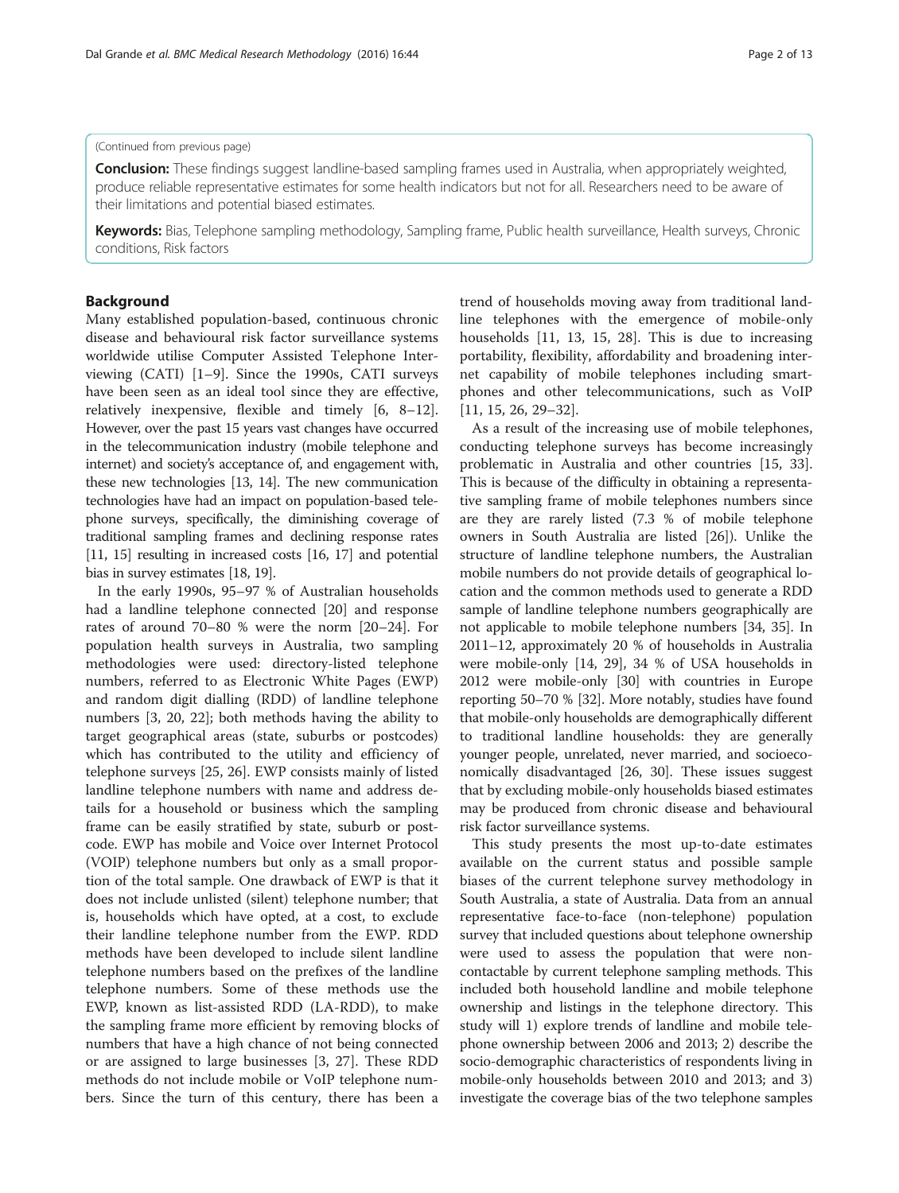(Continued from previous page)

**Conclusion:** These findings suggest landline-based sampling frames used in Australia, when appropriately weighted, produce reliable representative estimates for some health indicators but not for all. Researchers need to be aware of their limitations and potential biased estimates.

**Keywords:** Bias, Telephone sampling methodology, Sampling frame, Public health surveillance, Health surveys, Chronic conditions, Risk factors

## Background

Many established population-based, continuous chronic disease and behavioural risk factor surveillance systems worldwide utilise Computer Assisted Telephone Interviewing (CATI) [1–9]. Since the 1990s, CATI surveys have been seen as an ideal tool since they are effective, relatively inexpensive, flexible and timely [6, 8–12]. However, over the past 15 years vast changes have occurred in the telecommunication industry (mobile telephone and internet) and society's acceptance of, and engagement with, these new technologies [13, 14]. The new communication technologies have had an impact on population-based telephone surveys, specifically, the diminishing coverage of traditional sampling frames and declining response rates [11, 15] resulting in increased costs [16, 17] and potential bias in survey estimates [18, 19].

In the early 1990s, 95–97 % of Australian households had a landline telephone connected [20] and response rates of around 70–80 % were the norm [20–24]. For population health surveys in Australia, two sampling methodologies were used: directory-listed telephone numbers, referred to as Electronic White Pages (EWP) and random digit dialling (RDD) of landline telephone numbers [3, 20, 22]; both methods having the ability to target geographical areas (state, suburbs or postcodes) which has contributed to the utility and efficiency of telephone surveys [25, 26]. EWP consists mainly of listed landline telephone numbers with name and address details for a household or business which the sampling frame can be easily stratified by state, suburb or postcode. EWP has mobile and Voice over Internet Protocol (VOIP) telephone numbers but only as a small proportion of the total sample. One drawback of EWP is that it does not include unlisted (silent) telephone number; that is, households which have opted, at a cost, to exclude their landline telephone number from the EWP. RDD methods have been developed to include silent landline telephone numbers based on the prefixes of the landline telephone numbers. Some of these methods use the EWP, known as list-assisted RDD (LA-RDD), to make the sampling frame more efficient by removing blocks of numbers that have a high chance of not being connected or are assigned to large businesses [3, 27]. These RDD methods do not include mobile or VoIP telephone numbers. Since the turn of this century, there has been a trend of households moving away from traditional landline telephones with the emergence of mobile-only households [11, 13, 15, 28]. This is due to increasing portability, flexibility, affordability and broadening internet capability of mobile telephones including smartphones and other telecommunications, such as VoIP [11, 15, 26, 29–32].

As a result of the increasing use of mobile telephones, conducting telephone surveys has become increasingly problematic in Australia and other countries [15, 33]. This is because of the difficulty in obtaining a representative sampling frame of mobile telephones numbers since are they are rarely listed (7.3 % of mobile telephone owners in South Australia are listed [26]). Unlike the structure of landline telephone numbers, the Australian mobile numbers do not provide details of geographical location and the common methods used to generate a RDD sample of landline telephone numbers geographically are not applicable to mobile telephone numbers [34, 35]. In 2011–12, approximately 20 % of households in Australia were mobile-only [14, 29], 34 % of USA households in 2012 were mobile-only [30] with countries in Europe reporting 50–70 % [32]. More notably, studies have found that mobile-only households are demographically different to traditional landline households: they are generally younger people, unrelated, never married, and socioeconomically disadvantaged [26, 30]. These issues suggest that by excluding mobile-only households biased estimates may be produced from chronic disease and behavioural risk factor surveillance systems.

This study presents the most up-to-date estimates available on the current status and possible sample biases of the current telephone survey methodology in South Australia, a state of Australia. Data from an annual representative face-to-face (non-telephone) population survey that included questions about telephone ownership were used to assess the population that were non-contactable by current telephone sampling methods. This included both household landline and mobile telephone ownership and listings in the telephone directory. This study will 1) explore trends of landline and mobile telephone ownership between 2006 and 2013; 2) describe the socio-demographic characteristics of respondents living in mobile-only households between 2010 and 2013; and 3) investigate the coverage bias of the two telephone samples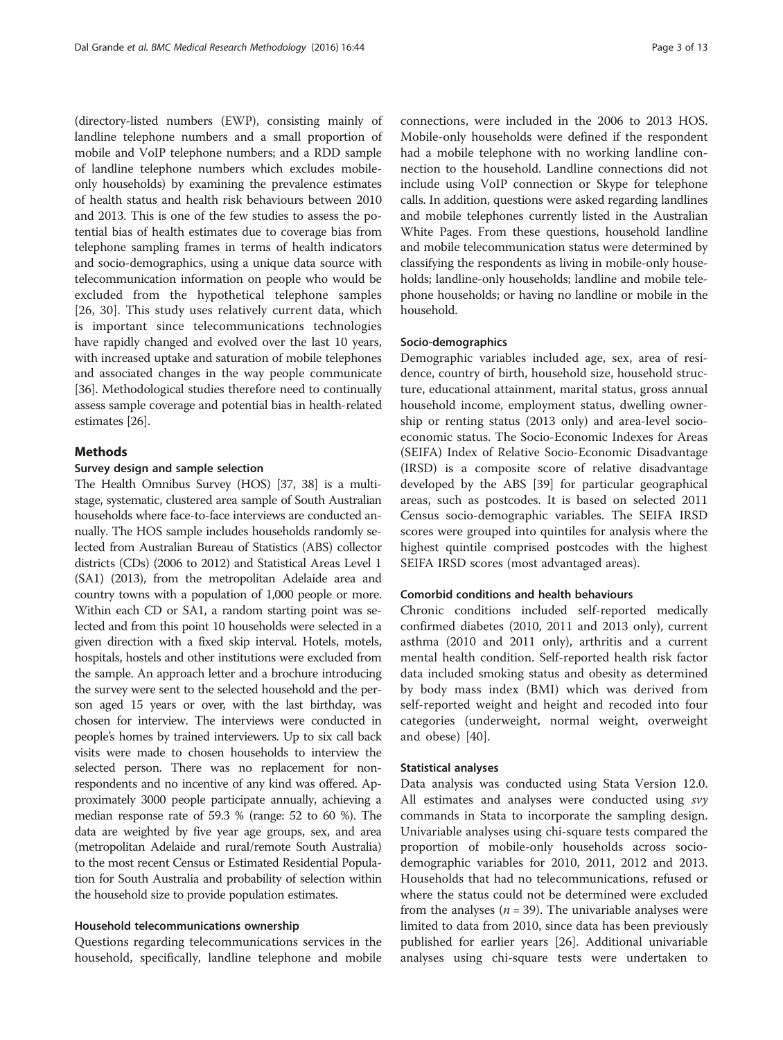(directory-listed numbers (EWP), consisting mainly of landline telephone numbers and a small proportion of mobile and VoIP telephone numbers; and a RDD sample of landline telephone numbers which excludes mobile-only households) by examining the prevalence estimates of health status and health risk behaviours between 2010 and 2013. This is one of the few studies to assess the potential bias of health estimates due to coverage bias from telephone sampling frames in terms of health indicators and socio-demographics, using a unique data source with telecommunication information on people who would be excluded from the hypothetical telephone samples [26, 30]. This study uses relatively current data, which is important since telecommunications technologies have rapidly changed and evolved over the last 10 years, with increased uptake and saturation of mobile telephones and associated changes in the way people communicate [36]. Methodological studies therefore need to continually assess sample coverage and potential bias in health-related estimates [26].

## Methods

### Survey design and sample selection

The Health Omnibus Survey (HOS) [37, 38] is a multi-stage, systematic, clustered area sample of South Australian households where face-to-face interviews are conducted annually. The HOS sample includes households randomly selected from Australian Bureau of Statistics (ABS) collector districts (CDs) (2006 to 2012) and Statistical Areas Level 1 (SA1) (2013), from the metropolitan Adelaide area and country towns with a population of 1,000 people or more. Within each CD or SA1, a random starting point was selected and from this point 10 households were selected in a given direction with a fixed skip interval. Hotels, motels, hospitals, hostels and other institutions were excluded from the sample. An approach letter and a brochure introducing the survey were sent to the selected household and the person aged 15 years or over, with the last birthday, was chosen for interview. The interviews were conducted in people's homes by trained interviewers. Up to six call back visits were made to chosen households to interview the selected person. There was no replacement for non-respondents and no incentive of any kind was offered. Approximately 3000 people participate annually, achieving a median response rate of 59.3 % (range: 52 to 60 %). The data are weighted by five year age groups, sex, and area (metropolitan Adelaide and rural/remote South Australia) to the most recent Census or Estimated Residential Population for South Australia and probability of selection within the household size to provide population estimates.

### Household telecommunications ownership

Questions regarding telecommunications services in the household, specifically, landline telephone and mobile connections, were included in the 2006 to 2013 HOS. Mobile-only households were defined if the respondent had a mobile telephone with no working landline connection to the household. Landline connections did not include using VoIP connection or Skype for telephone calls. In addition, questions were asked regarding landlines and mobile telephones currently listed in the Australian White Pages. From these questions, household landline and mobile telecommunication status were determined by classifying the respondents as living in mobile-only households; landline-only households; landline and mobile telephone households; or having no landline or mobile in the household.

### Socio-demographics

Demographic variables included age, sex, area of residence, country of birth, household size, household structure, educational attainment, marital status, gross annual household income, employment status, dwelling ownership or renting status (2013 only) and area-level socio-economic status. The Socio-Economic Indexes for Areas (SEIFA) Index of Relative Socio-Economic Disadvantage (IRSD) is a composite score of relative disadvantage developed by the ABS [39] for particular geographical areas, such as postcodes. It is based on selected 2011 Census socio-demographic variables. The SEIFA IRSD scores were grouped into quintiles for analysis where the highest quintile comprised postcodes with the highest SEIFA IRSD scores (most advantaged areas).

### Comorbid conditions and health behaviours

Chronic conditions included self-reported medically confirmed diabetes (2010, 2011 and 2013 only), current asthma (2010 and 2011 only), arthritis and a current mental health condition. Self-reported health risk factor data included smoking status and obesity as determined by body mass index (BMI) which was derived from self-reported weight and height and recoded into four categories (underweight, normal weight, overweight and obese) [40].

### Statistical analyses

Data analysis was conducted using Stata Version 12.0. All estimates and analyses were conducted using *svy* commands in Stata to incorporate the sampling design. Univariable analyses using chi-square tests compared the proportion of mobile-only households across socio-demographic variables for 2010, 2011, 2012 and 2013. Households that had no telecommunications, refused or where the status could not be determined were excluded from the analyses ($n = 39$). The univariable analyses were limited to data from 2010, since data has been previously published for earlier years [26]. Additional univariable analyses using chi-square tests were undertaken to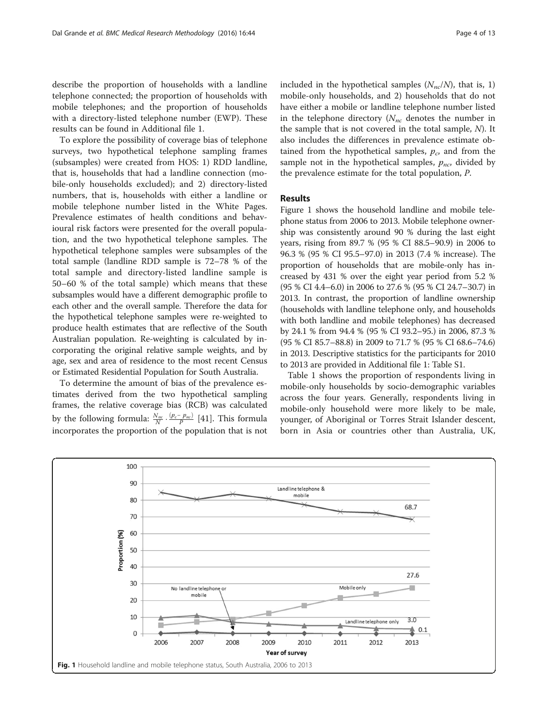describe the proportion of households with a landline telephone connected; the proportion of households with mobile telephones; and the proportion of households with a directory-listed telephone number (EWP). These results can be found in Additional file 1.

To explore the possibility of coverage bias of telephone surveys, two hypothetical telephone sampling frames (subsamples) were created from HOS: 1) RDD landline, that is, households that had a landline connection (mobile-only households excluded); and 2) directory-listed numbers, that is, households with either a landline or mobile telephone number listed in the White Pages. Prevalence estimates of health conditions and behavioural risk factors were presented for the overall population, and the two hypothetical telephone samples. The hypothetical telephone samples were subsamples of the total sample (landline RDD sample is 72–78 % of the total sample and directory-listed landline sample is 50–60 % of the total sample) which means that these subsamples would have a different demographic profile to each other and the overall sample. Therefore the data for the hypothetical telephone samples were re-weighted to produce health estimates that are reflective of the South Australian population. Re-weighting is calculated by incorporating the original relative sample weights, and by age, sex and area of residence to the most recent Census or Estimated Residential Population for South Australia.

To determine the amount of bias of the prevalence estimates derived from the two hypothetical sampling frames, the relative coverage bias (RCB) was calculated by the following formula: $\frac{N_{nc}}{N} \cdot \frac{(p_c - p_{nc})}{P}$ [41]. This formula incorporates the proportion of the population that is not included in the hypothetical samples ($N_{nc}/N$), that is, 1) mobile-only households, and 2) households that do not have either a mobile or landline telephone number listed in the telephone directory ($N_{nc}$ denotes the number in the sample that is not covered in the total sample, $N$). It also includes the differences in prevalence estimate obtained from the hypothetical samples, $p_c$, and from the sample not in the hypothetical samples, $p_{nc}$, divided by the prevalence estimate for the total population, $P$.

## Results

Figure 1 shows the household landline and mobile telephone status from 2006 to 2013. Mobile telephone ownership was consistently around 90 % during the last eight years, rising from 89.7 % (95 % CI 88.5–90.9) in 2006 to 96.3 % (95 % CI 95.5–97.0) in 2013 (7.4 % increase). The proportion of households that are mobile-only has increased by 431 % over the eight year period from 5.2 % (95 % CI 4.4–6.0) in 2006 to 27.6 % (95 % CI 24.7–30.7) in 2013. In contrast, the proportion of landline ownership (households with landline telephone only, and households with both landline and mobile telephones) has decreased by 24.1 % from 94.4 % (95 % CI 93.2–95.) in 2006, 87.3 % (95 % CI 85.7–88.8) in 2009 to 71.7 % (95 % CI 68.6–74.6) in 2013. Descriptive statistics for the participants for 2010 to 2013 are provided in Additional file 1: Table S1.

Table 1 shows the proportion of respondents living in mobile-only households by socio-demographic variables across the four years. Generally, respondents living in mobile-only household were more likely to be male, younger, of Aboriginal or Torres Strait Islander descent, born in Asia or countries other than Australia, UK,

**Fig. 1** Household landline and mobile telephone status, South Australia, 2006 to 2013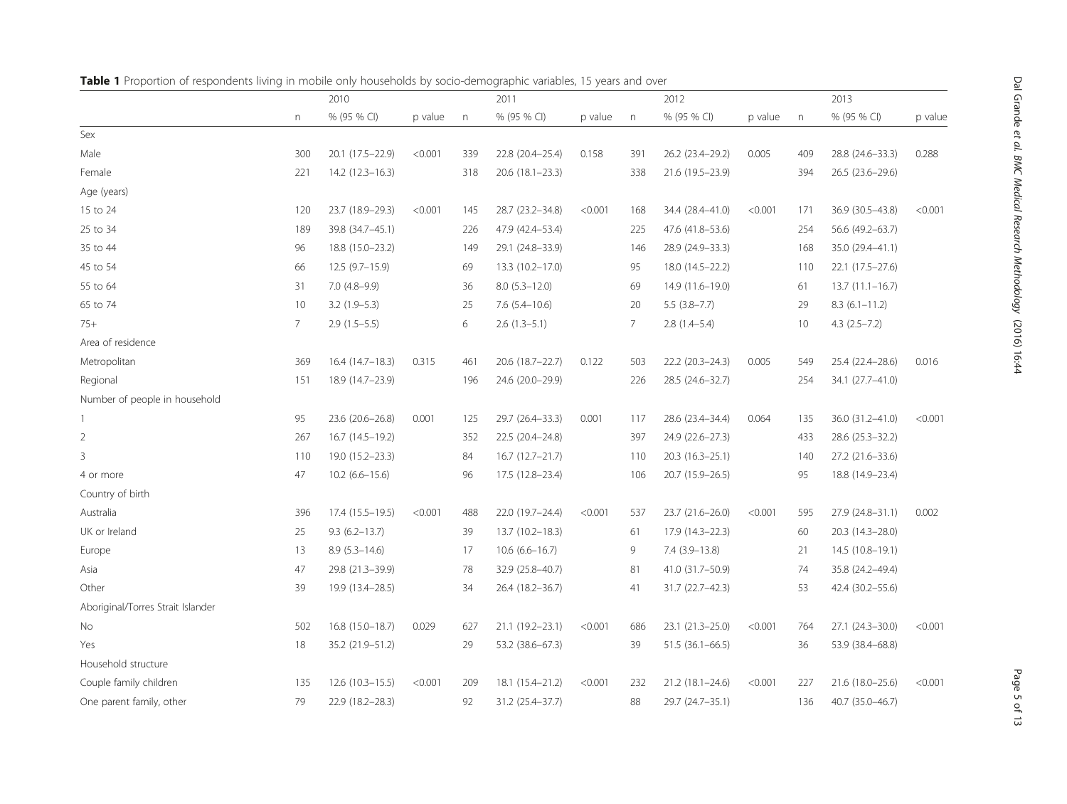**Table 1** Proportion of respondents living in mobile only households by socio-demographic variables, 15 years and over

| | 2010 | | | 2011 | | | 2012 | | | 2013 | | |
|---|---|---|---|---|---|---|---|---|---|---|---|---|
| | n | % (95 % CI) | p value | n | % (95 % CI) | p value | n | % (95 % CI) | p value | n | % (95 % CI) | p value |
| Sex | | | | | | | | | | | | |
| Male | 300 | 20.1 (17.5–22.9) | <0.001 | 339 | 22.8 (20.4–25.4) | 0.158 | 391 | 26.2 (23.4–29.2) | 0.005 | 409 | 28.8 (24.6–33.3) | 0.288 |
| Female | 221 | 14.2 (12.3–16.3) | | 318 | 20.6 (18.1–23.3) | | 338 | 21.6 (19.5–23.9) | | 394 | 26.5 (23.6–29.6) | |
| Age (years) | | | | | | | | | | | | |
| 15 to 24 | 120 | 23.7 (18.9–29.3) | <0.001 | 145 | 28.7 (23.2–34.8) | <0.001 | 168 | 34.4 (28.4–41.0) | <0.001 | 171 | 36.9 (30.5–43.8) | <0.001 |
| 25 to 34 | 189 | 39.8 (34.7–45.1) | | 226 | 47.9 (42.4–53.4) | | 225 | 47.6 (41.8–53.6) | | 254 | 56.6 (49.2–63.7) | |
| 35 to 44 | 96 | 18.8 (15.0–23.2) | | 149 | 29.1 (24.8–33.9) | | 146 | 28.9 (24.9–33.3) | | 168 | 35.0 (29.4–41.1) | |
| 45 to 54 | 66 | 12.5 (9.7–15.9) | | 69 | 13.3 (10.2–17.0) | | 95 | 18.0 (14.5–22.2) | | 110 | 22.1 (17.5–27.6) | |
| 55 to 64 | 31 | 7.0 (4.8–9.9) | | 36 | 8.0 (5.3–12.0) | | 69 | 14.9 (11.6–19.0) | | 61 | 13.7 (11.1–16.7) | |
| 65 to 74 | 10 | 3.2 (1.9–5.3) | | 25 | 7.6 (5.4–10.6) | | 20 | 5.5 (3.8–7.7) | | 29 | 8.3 (6.1–11.2) | |
| 75+ | 7 | 2.9 (1.5–5.5) | | 6 | 2.6 (1.3–5.1) | | 7 | 2.8 (1.4–5.4) | | 10 | 4.3 (2.5–7.2) | |
| Area of residence | | | | | | | | | | | | |
| Metropolitan | 369 | 16.4 (14.7–18.3) | 0.315 | 461 | 20.6 (18.7–22.7) | 0.122 | 503 | 22.2 (20.3–24.3) | 0.005 | 549 | 25.4 (22.4–28.6) | 0.016 |
| Regional | 151 | 18.9 (14.7–23.9) | | 196 | 24.6 (20.0–29.9) | | 226 | 28.5 (24.6–32.7) | | 254 | 34.1 (27.7–41.0) | |
| Number of people in household | | | | | | | | | | | | |
| 1 | 95 | 23.6 (20.6–26.8) | 0.001 | 125 | 29.7 (26.4–33.3) | 0.001 | 117 | 28.6 (23.4–34.4) | 0.064 | 135 | 36.0 (31.2–41.0) | <0.001 |
| 2 | 267 | 16.7 (14.5–19.2) | | 352 | 22.5 (20.4–24.8) | | 397 | 24.9 (22.6–27.3) | | 433 | 28.6 (25.3–32.2) | |
| 3 | 110 | 19.0 (15.2–23.3) | | 84 | 16.7 (12.7–21.7) | | 110 | 20.3 (16.3–25.1) | | 140 | 27.2 (21.6–33.6) | |
| 4 or more | 47 | 10.2 (6.6–15.6) | | 96 | 17.5 (12.8–23.4) | | 106 | 20.7 (15.9–26.5) | | 95 | 18.8 (14.9–23.4) | |
| Country of birth | | | | | | | | | | | | |
| Australia | 396 | 17.4 (15.5–19.5) | <0.001 | 488 | 22.0 (19.7–24.4) | <0.001 | 537 | 23.7 (21.6–26.0) | <0.001 | 595 | 27.9 (24.8–31.1) | 0.002 |
| UK or Ireland | 25 | 9.3 (6.2–13.7) | | 39 | 13.7 (10.2–18.3) | | 61 | 17.9 (14.3–22.3) | | 60 | 20.3 (14.3–28.0) | |
| Europe | 13 | 8.9 (5.3–14.6) | | 17 | 10.6 (6.6–16.7) | | 9 | 7.4 (3.9–13.8) | | 21 | 14.5 (10.8–19.1) | |
| Asia | 47 | 29.8 (21.3–39.9) | | 78 | 32.9 (25.8–40.7) | | 81 | 41.0 (31.7–50.9) | | 74 | 35.8 (24.2–49.4) | |
| Other | 39 | 19.9 (13.4–28.5) | | 34 | 26.4 (18.2–36.7) | | 41 | 31.7 (22.7–42.3) | | 53 | 42.4 (30.2–55.6) | |
| Aboriginal/Torres Strait Islander | | | | | | | | | | | | |
| No | 502 | 16.8 (15.0–18.7) | 0.029 | 627 | 21.1 (19.2–23.1) | <0.001 | 686 | 23.1 (21.3–25.0) | <0.001 | 764 | 27.1 (24.3–30.0) | <0.001 |
| Yes | 18 | 35.2 (21.9–51.2) | | 29 | 53.2 (38.6–67.3) | | 39 | 51.5 (36.1–66.5) | | 36 | 53.9 (38.4–68.8) | |
| Household structure | | | | | | | | | | | | |
| Couple family children | 135 | 12.6 (10.3–15.5) | <0.001 | 209 | 18.1 (15.4–21.2) | <0.001 | 232 | 21.2 (18.1–24.6) | <0.001 | 227 | 21.6 (18.0–25.6) | <0.001 |
| One parent family, other | 79 | 22.9 (18.2–28.3) | | 92 | 31.2 (25.4–37.7) | | 88 | 29.7 (24.7–35.1) | | 136 | 40.7 (35.0–46.7) | |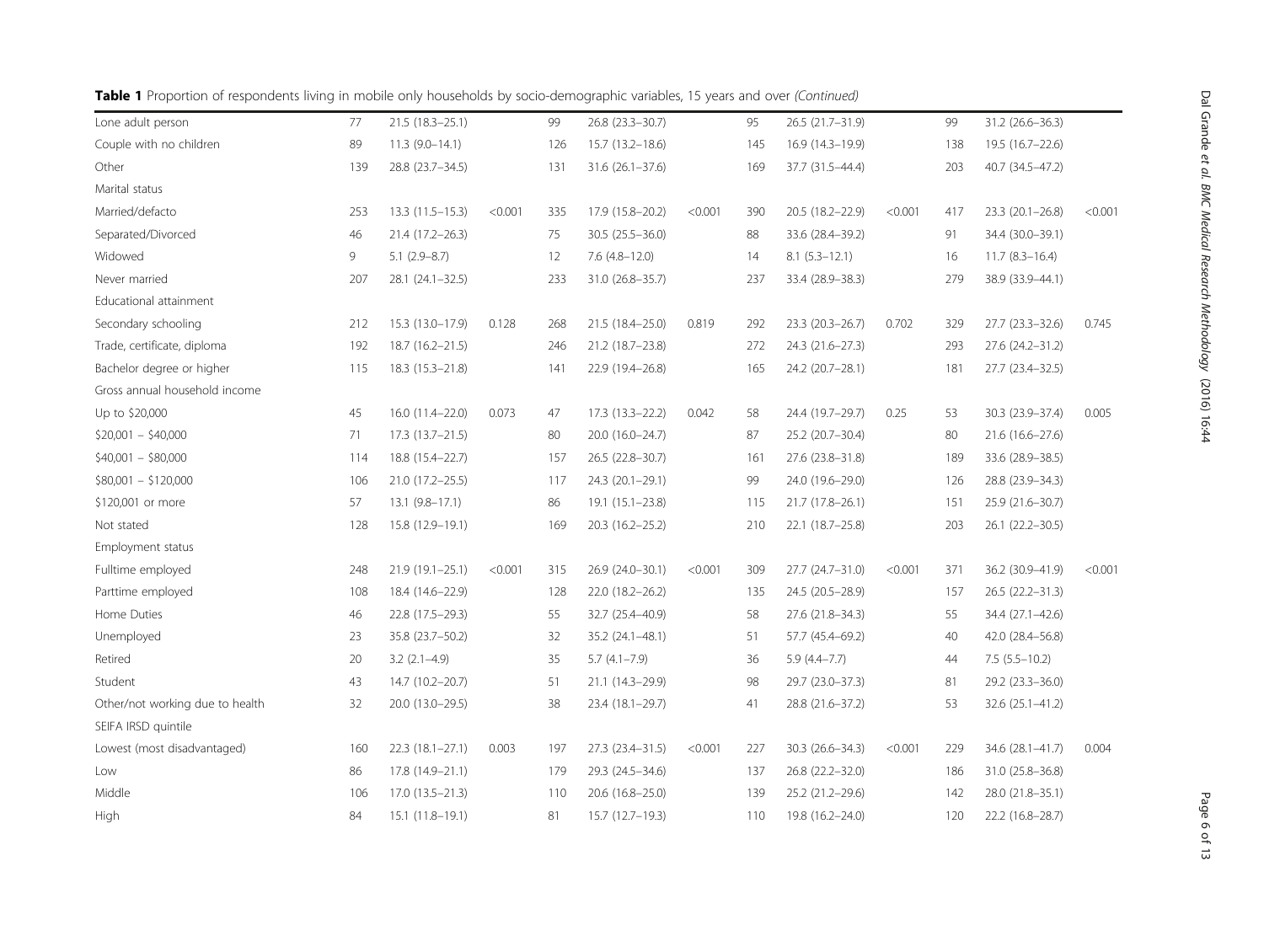**Table 1** Proportion of respondents living in mobile only households by socio-demographic variables, 15 years and over *(Continued)*

| | | | | | | | | | | | | |
|---|---|---|---|---|---|---|---|---|---|---|---|---|
| Lone adult person | 77 | 21.5 (18.3–25.1) | | 99 | 26.8 (23.3–30.7) | | 95 | 26.5 (21.7–31.9) | | 99 | 31.2 (26.6–36.3) | |
| Couple with no children | 89 | 11.3 (9.0–14.1) | | 126 | 15.7 (13.2–18.6) | | 145 | 16.9 (14.3–19.9) | | 138 | 19.5 (16.7–22.6) | |
| Other | 139 | 28.8 (23.7–34.5) | | 131 | 31.6 (26.1–37.6) | | 169 | 37.7 (31.5–44.4) | | 203 | 40.7 (34.5–47.2) | |
| Marital status | | | | | | | | | | | | |
| Married/defacto | 253 | 13.3 (11.5–15.3) | <0.001 | 335 | 17.9 (15.8–20.2) | <0.001 | 390 | 20.5 (18.2–22.9) | <0.001 | 417 | 23.3 (20.1–26.8) | <0.001 |
| Separated/Divorced | 46 | 21.4 (17.2–26.3) | | 75 | 30.5 (25.5–36.0) | | 88 | 33.6 (28.4–39.2) | | 91 | 34.4 (30.0–39.1) | |
| Widowed | 9 | 5.1 (2.9–8.7) | | 12 | 7.6 (4.8–12.0) | | 14 | 8.1 (5.3–12.1) | | 16 | 11.7 (8.3–16.4) | |
| Never married | 207 | 28.1 (24.1–32.5) | | 233 | 31.0 (26.8–35.7) | | 237 | 33.4 (28.9–38.3) | | 279 | 38.9 (33.9–44.1) | |
| Educational attainment | | | | | | | | | | | | |
| Secondary schooling | 212 | 15.3 (13.0–17.9) | 0.128 | 268 | 21.5 (18.4–25.0) | 0.819 | 292 | 23.3 (20.3–26.7) | 0.702 | 329 | 27.7 (23.3–32.6) | 0.745 |
| Trade, certificate, diploma | 192 | 18.7 (16.2–21.5) | | 246 | 21.2 (18.7–23.8) | | 272 | 24.3 (21.6–27.3) | | 293 | 27.6 (24.2–31.2) | |
| Bachelor degree or higher | 115 | 18.3 (15.3–21.8) | | 141 | 22.9 (19.4–26.8) | | 165 | 24.2 (20.7–28.1) | | 181 | 27.7 (23.4–32.5) | |
| Gross annual household income | | | | | | | | | | | | |
| Up to $20,000 | 45 | 16.0 (11.4–22.0) | 0.073 | 47 | 17.3 (13.3–22.2) | 0.042 | 58 | 24.4 (19.7–29.7) | 0.25 | 53 | 30.3 (23.9–37.4) | 0.005 |
| $20,001 – $40,000 | 71 | 17.3 (13.7–21.5) | | 80 | 20.0 (16.0–24.7) | | 87 | 25.2 (20.7–30.4) | | 80 | 21.6 (16.6–27.6) | |
| $40,001 – $80,000 | 114 | 18.8 (15.4–22.7) | | 157 | 26.5 (22.8–30.7) | | 161 | 27.6 (23.8–31.8) | | 189 | 33.6 (28.9–38.5) | |
| $80,001 – $120,000 | 106 | 21.0 (17.2–25.5) | | 117 | 24.3 (20.1–29.1) | | 99 | 24.0 (19.6–29.0) | | 126 | 28.8 (23.9–34.3) | |
| $120,001 or more | 57 | 13.1 (9.8–17.1) | | 86 | 19.1 (15.1–23.8) | | 115 | 21.7 (17.8–26.1) | | 151 | 25.9 (21.6–30.7) | |
| Not stated | 128 | 15.8 (12.9–19.1) | | 169 | 20.3 (16.2–25.2) | | 210 | 22.1 (18.7–25.8) | | 203 | 26.1 (22.2–30.5) | |
| Employment status | | | | | | | | | | | | |
| Fulltime employed | 248 | 21.9 (19.1–25.1) | <0.001 | 315 | 26.9 (24.0–30.1) | <0.001 | 309 | 27.7 (24.7–31.0) | <0.001 | 371 | 36.2 (30.9–41.9) | <0.001 |
| Parttime employed | 108 | 18.4 (14.6–22.9) | | 128 | 22.0 (18.2–26.2) | | 135 | 24.5 (20.5–28.9) | | 157 | 26.5 (22.2–31.3) | |
| Home Duties | 46 | 22.8 (17.5–29.3) | | 55 | 32.7 (25.4–40.9) | | 58 | 27.6 (21.8–34.3) | | 55 | 34.4 (27.1–42.6) | |
| Unemployed | 23 | 35.8 (23.7–50.2) | | 32 | 35.2 (24.1–48.1) | | 51 | 57.7 (45.4–69.2) | | 40 | 42.0 (28.4–56.8) | |
| Retired | 20 | 3.2 (2.1–4.9) | | 35 | 5.7 (4.1–7.9) | | 36 | 5.9 (4.4–7.7) | | 44 | 7.5 (5.5–10.2) | |
| Student | 43 | 14.7 (10.2–20.7) | | 51 | 21.1 (14.3–29.9) | | 98 | 29.7 (23.0–37.3) | | 81 | 29.2 (23.3–36.0) | |
| Other/not working due to health | 32 | 20.0 (13.0–29.5) | | 38 | 23.4 (18.1–29.7) | | 41 | 28.8 (21.6–37.2) | | 53 | 32.6 (25.1–41.2) | |
| SEIFA IRSD quintile | | | | | | | | | | | | |
| Lowest (most disadvantaged) | 160 | 22.3 (18.1–27.1) | 0.003 | 197 | 27.3 (23.4–31.5) | <0.001 | 227 | 30.3 (26.6–34.3) | <0.001 | 229 | 34.6 (28.1–41.7) | 0.004 |
| Low | 86 | 17.8 (14.9–21.1) | | 179 | 29.3 (24.5–34.6) | | 137 | 26.8 (22.2–32.0) | | 186 | 31.0 (25.8–36.8) | |
| Middle | 106 | 17.0 (13.5–21.3) | | 110 | 20.6 (16.8–25.0) | | 139 | 25.2 (21.2–29.6) | | 142 | 28.0 (21.8–35.1) | |
| High | 84 | 15.1 (11.8–19.1) | | 81 | 15.7 (12.7–19.3) | | 110 | 19.8 (16.2–24.0) | | 120 | 22.2 (16.8–28.7) | |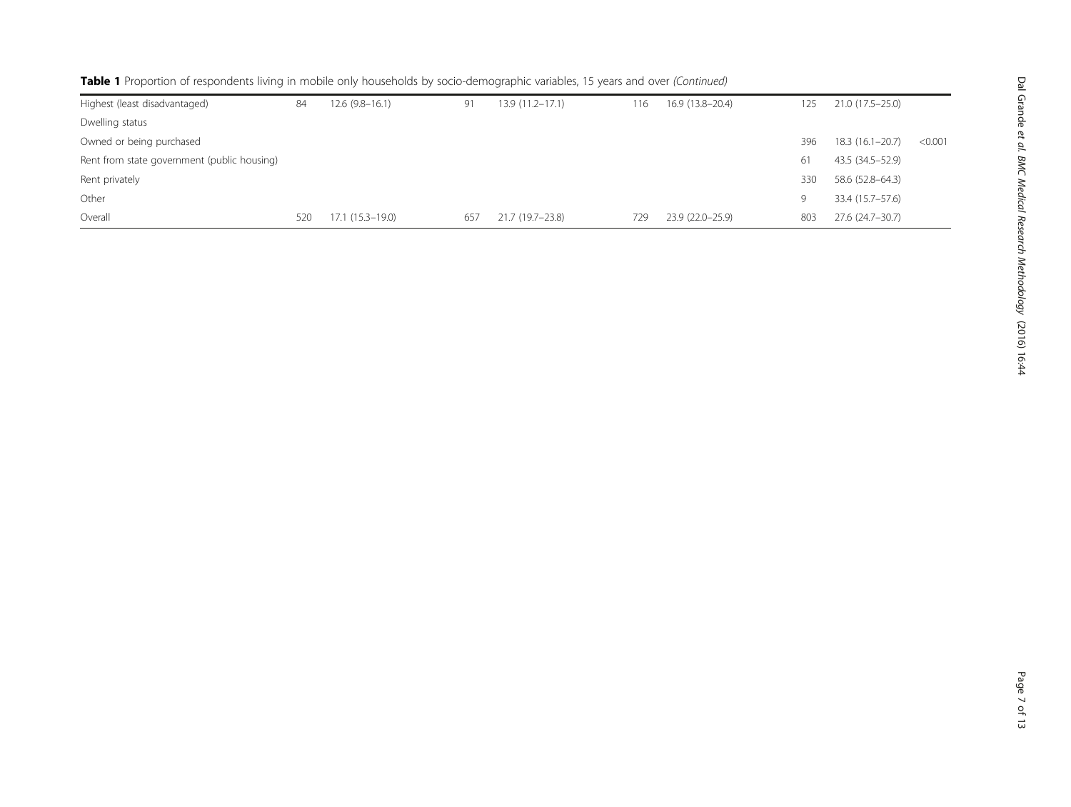**Table 1** Proportion of respondents living in mobile only households by socio-demographic variables, 15 years and over *(Continued)*

| | | | | | | | | | |
|---|---|---|---|---|---|---|---|---|---|
| Highest (least disadvantaged) | 84 | 12.6 (9.8–16.1) | 91 | 13.9 (11.2–17.1) | 116 | 16.9 (13.8–20.4) | 125 | 21.0 (17.5–25.0) | |
| Dwelling status | | | | | | | | | |
| Owned or being purchased | | | | | | | 396 | 18.3 (16.1–20.7) | <0.001 |
| Rent from state government (public housing) | | | | | | | 61 | 43.5 (34.5–52.9) | |
| Rent privately | | | | | | | 330 | 58.6 (52.8–64.3) | |
| Other | | | | | | | 9 | 33.4 (15.7–57.6) | |
| Overall | 520 | 17.1 (15.3–19.0) | 657 | 21.7 (19.7–23.8) | 729 | 23.9 (22.0–25.9) | 803 | 27.6 (24.7–30.7) | |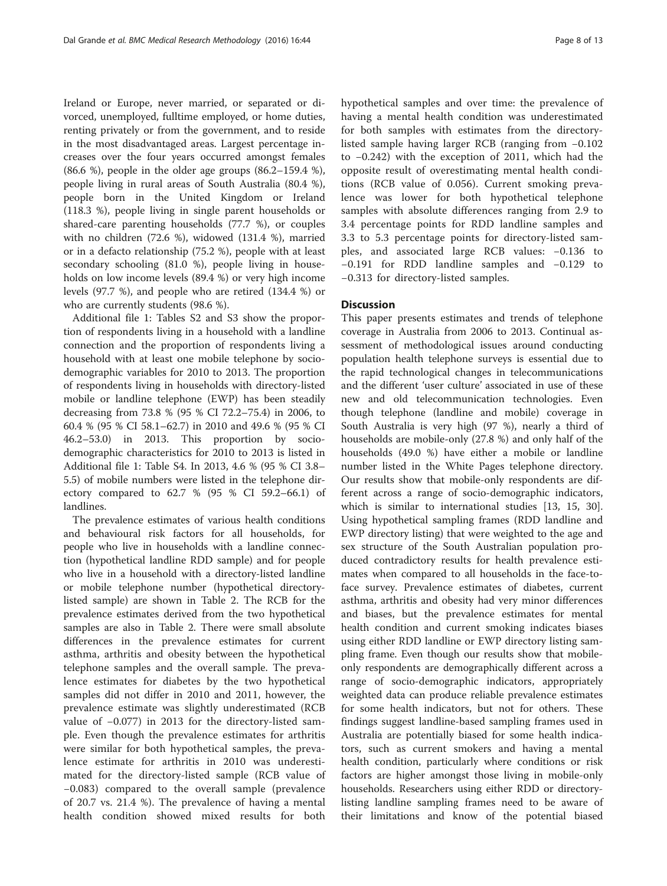Ireland or Europe, never married, or separated or divorced, unemployed, fulltime employed, or home duties, renting privately or from the government, and to reside in the most disadvantaged areas. Largest percentage increases over the four years occurred amongst females (86.6 %), people in the older age groups (86.2–159.4 %), people living in rural areas of South Australia (80.4 %), people born in the United Kingdom or Ireland (118.3 %), people living in single parent households or shared-care parenting households (77.7 %), or couples with no children (72.6 %), widowed (131.4 %), married or in a defacto relationship (75.2 %), people with at least secondary schooling (81.0 %), people living in households on low income levels (89.4 %) or very high income levels (97.7 %), and people who are retired (134.4 %) or who are currently students (98.6 %).

Additional file 1: Tables S2 and S3 show the proportion of respondents living in a household with a landline connection and the proportion of respondents living a household with at least one mobile telephone by sociodemographic variables for 2010 to 2013. The proportion of respondents living in households with directory-listed mobile or landline telephone (EWP) has been steadily decreasing from 73.8 % (95 % CI 72.2–75.4) in 2006, to 60.4 % (95 % CI 58.1–62.7) in 2010 and 49.6 % (95 % CI 46.2–53.0) in 2013. This proportion by sociodemographic characteristics for 2010 to 2013 is listed in Additional file 1: Table S4. In 2013, 4.6 % (95 % CI 3.8–5.5) of mobile numbers were listed in the telephone directory compared to 62.7 % (95 % CI 59.2–66.1) of landlines.

The prevalence estimates of various health conditions and behavioural risk factors for all households, for people who live in households with a landline connection (hypothetical landline RDD sample) and for people who live in a household with a directory-listed landline or mobile telephone number (hypothetical directory-listed sample) are shown in Table 2. The RCB for the prevalence estimates derived from the two hypothetical samples are also in Table 2. There were small absolute differences in the prevalence estimates for current asthma, arthritis and obesity between the hypothetical telephone samples and the overall sample. The prevalence estimates for diabetes by the two hypothetical samples did not differ in 2010 and 2011, however, the prevalence estimate was slightly underestimated (RCB value of −0.077) in 2013 for the directory-listed sample. Even though the prevalence estimates for arthritis were similar for both hypothetical samples, the prevalence estimate for arthritis in 2010 was underestimated for the directory-listed sample (RCB value of −0.083) compared to the overall sample (prevalence of 20.7 vs. 21.4 %). The prevalence of having a mental health condition showed mixed results for both hypothetical samples and over time: the prevalence of having a mental health condition was underestimated for both samples with estimates from the directory-listed sample having larger RCB (ranging from −0.102 to −0.242) with the exception of 2011, which had the opposite result of overestimating mental health conditions (RCB value of 0.056). Current smoking prevalence was lower for both hypothetical telephone samples with absolute differences ranging from 2.9 to 3.4 percentage points for RDD landline samples and 3.3 to 5.3 percentage points for directory-listed samples, and associated large RCB values: −0.136 to −0.191 for RDD landline samples and −0.129 to −0.313 for directory-listed samples.

## Discussion

This paper presents estimates and trends of telephone coverage in Australia from 2006 to 2013. Continual assessment of methodological issues around conducting population health telephone surveys is essential due to the rapid technological changes in telecommunications and the different 'user culture' associated in use of these new and old telecommunication technologies. Even though telephone (landline and mobile) coverage in South Australia is very high (97 %), nearly a third of households are mobile-only (27.8 %) and only half of the households (49.0 %) have either a mobile or landline number listed in the White Pages telephone directory. Our results show that mobile-only respondents are different across a range of socio-demographic indicators, which is similar to international studies [13, 15, 30]. Using hypothetical sampling frames (RDD landline and EWP directory listing) that were weighted to the age and sex structure of the South Australian population produced contradictory results for health prevalence estimates when compared to all households in the face-to-face survey. Prevalence estimates of diabetes, current asthma, arthritis and obesity had very minor differences and biases, but the prevalence estimates for mental health condition and current smoking indicates biases using either RDD landline or EWP directory listing sampling frame. Even though our results show that mobile-only respondents are demographically different across a range of socio-demographic indicators, appropriately weighted data can produce reliable prevalence estimates for some health indicators, but not for others. These findings suggest landline-based sampling frames used in Australia are potentially biased for some health indicators, such as current smokers and having a mental health condition, particularly where conditions or risk factors are higher amongst those living in mobile-only households. Researchers using either RDD or directory-listing landline sampling frames need to be aware of their limitations and know of the potential biased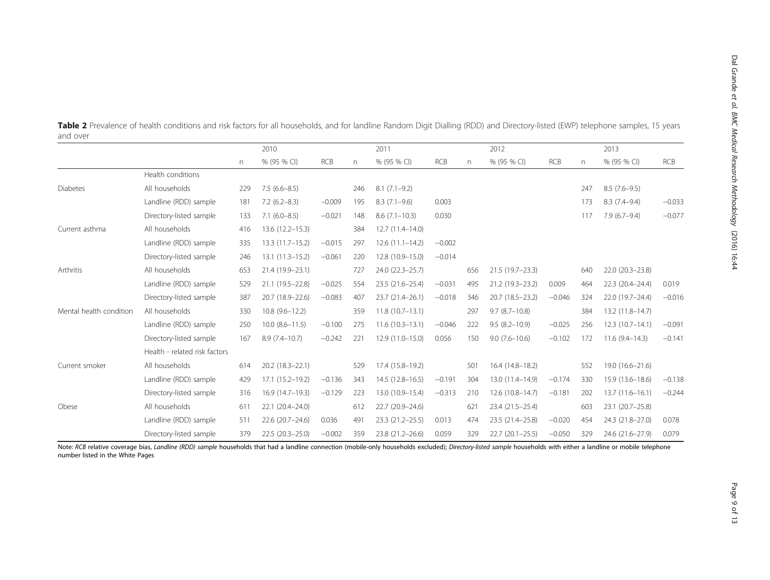**Table 2** Prevalence of health conditions and risk factors for all households, and for landline Random Digit Dialling (RDD) and Directory-listed (EWP) telephone samples, 15 years and over

| | | 2010 | | | 2011 | | | 2012 | | | 2013 | | |
|---|---|---|---|---|---|---|---|---|---|---|---|---|---|
| | | n | % (95 % CI) | RCB | n | % (95 % CI) | RCB | n | % (95 % CI) | RCB | n | % (95 % CI) | RCB |
| | Health conditions | | | | | | | | | | | | |
| Diabetes | All households | 229 | 7.5 (6.6–8.5) | | 246 | 8.1 (7.1–9.2) | | | | | 247 | 8.5 (7.6–9.5) | |
| | Landline (RDD) sample | 181 | 7.2 (6.2–8.3) | −0.009 | 195 | 8.3 (7.1–9.6) | 0.003 | | | | 173 | 8.3 (7.4–9.4) | −0.033 |
| | Directory-listed sample | 133 | 7.1 (6.0–8.5) | −0.021 | 148 | 8.6 (7.1–10.3) | 0.030 | | | | 117 | 7.9 (6.7–9.4) | −0.077 |
| Current asthma | All households | 416 | 13.6 (12.2–15.3) | | 384 | 12.7 (11.4–14.0) | | | | | | | |
| | Landline (RDD) sample | 335 | 13.3 (11.7–15.2) | −0.015 | 297 | 12.6 (11.1–14.2) | −0.002 | | | | | | |
| | Directory-listed sample | 246 | 13.1 (11.3–15.2) | −0.061 | 220 | 12.8 (10.9–15.0) | −0.014 | | | | | | |
| Arthritis | All households | 653 | 21.4 (19.9–23.1) | | 727 | 24.0 (22.3–25.7) | | 656 | 21.5 (19.7–23.3) | | 640 | 22.0 (20.3–23.8) | |
| | Landline (RDD) sample | 529 | 21.1 (19.5–22.8) | −0.025 | 554 | 23.5 (21.6–25.4) | −0.031 | 495 | 21.2 (19.3–23.2) | 0.009 | 464 | 22.3 (20.4–24.4) | 0.019 |
| | Directory-listed sample | 387 | 20.7 (18.9–22.6) | −0.083 | 407 | 23.7 (21.4–26.1) | −0.018 | 346 | 20.7 (18.5–23.2) | −0.046 | 324 | 22.0 (19.7–24.4) | −0.016 |
| Mental health condition | All households | 330 | 10.8 (9.6–12.2) | | 359 | 11.8 (10.7–13.1) | | 297 | 9.7 (8.7–10.8) | | 384 | 13.2 (11.8–14.7) | |
| | Landline (RDD) sample | 250 | 10.0 (8.6–11.5) | −0.100 | 275 | 11.6 (10.3–13.1) | −0.046 | 222 | 9.5 (8.2–10.9) | −0.025 | 256 | 12.3 (10.7–14.1) | −0.091 |
| | Directory-listed sample | 167 | 8.9 (7.4–10.7) | −0.242 | 221 | 12.9 (11.0–15.0) | 0.056 | 150 | 9.0 (7.6–10.6) | −0.102 | 172 | 11.6 (9.4–14.3) | −0.141 |
| | Health - related risk factors | | | | | | | | | | | | |
| Current smoker | All households | 614 | 20.2 (18.3–22.1) | | 529 | 17.4 (15.8–19.2) | | 501 | 16.4 (14.8–18.2) | | 552 | 19.0 (16.6–21.6) | |
| | Landline (RDD) sample | 429 | 17.1 (15.2–19.2) | −0.136 | 343 | 14.5 (12.8–16.5) | −0.191 | 304 | 13.0 (11.4–14.9) | −0.174 | 330 | 15.9 (13.6–18.6) | −0.138 |
| | Directory-listed sample | 316 | 16.9 (14.7–19.3) | −0.129 | 223 | 13.0 (10.9–15.4) | −0.313 | 210 | 12.6 (10.8–14.7) | −0.181 | 202 | 13.7 (11.6–16.1) | −0.244 |
| Obese | All households | 611 | 22.1 (20.4–24.0) | | 612 | 22.7 (20.9–24.6) | | 621 | 23.4 (21.5–25.4) | | 603 | 23.1 (20.7–25.8) | |
| | Landline (RDD) sample | 511 | 22.6 (20.7–24.6) | 0.036 | 491 | 23.3 (21.2–25.5) | 0.013 | 474 | 23.5 (21.4–25.8) | −0.020 | 454 | 24.3 (21.8–27.0) | 0.078 |
| | Directory-listed sample | 379 | 22.5 (20.3–25.0) | −0.002 | 359 | 23.8 (21.2–26.6) | 0.059 | 329 | 22.7 (20.1–25.5) | −0.050 | 329 | 24.6 (21.6–27.9) | 0.079 |

Note: *RCB* relative coverage bias, *Landline (RDD) sample* households that had a landline connection (mobile-only households excluded); *Directory-listed sample* households with either a landline or mobile telephone number listed in the White Pages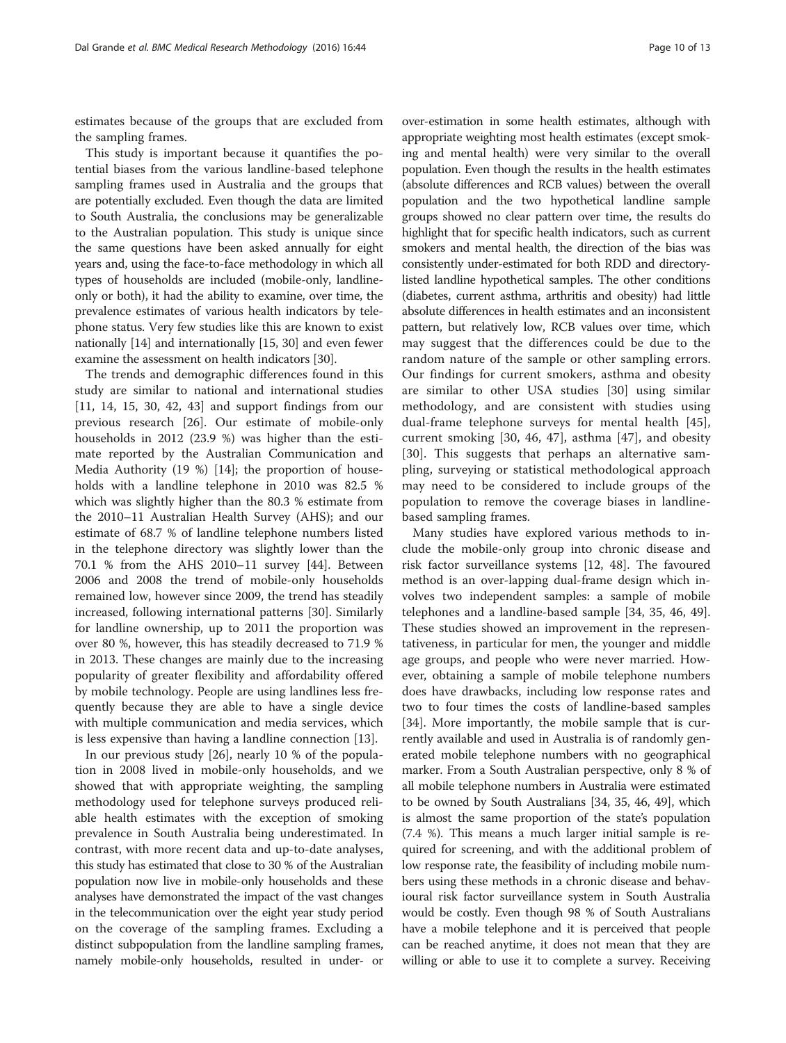estimates because of the groups that are excluded from the sampling frames.

This study is important because it quantifies the potential biases from the various landline-based telephone sampling frames used in Australia and the groups that are potentially excluded. Even though the data are limited to South Australia, the conclusions may be generalizable to the Australian population. This study is unique since the same questions have been asked annually for eight years and, using the face-to-face methodology in which all types of households are included (mobile-only, landline-only or both), it had the ability to examine, over time, the prevalence estimates of various health indicators by telephone status. Very few studies like this are known to exist nationally [14] and internationally [15, 30] and even fewer examine the assessment on health indicators [30].

The trends and demographic differences found in this study are similar to national and international studies [11, 14, 15, 30, 42, 43] and support findings from our previous research [26]. Our estimate of mobile-only households in 2012 (23.9 %) was higher than the estimate reported by the Australian Communication and Media Authority (19 %) [14]; the proportion of households with a landline telephone in 2010 was 82.5 % which was slightly higher than the 80.3 % estimate from the 2010–11 Australian Health Survey (AHS); and our estimate of 68.7 % of landline telephone numbers listed in the telephone directory was slightly lower than the 70.1 % from the AHS 2010–11 survey [44]. Between 2006 and 2008 the trend of mobile-only households remained low, however since 2009, the trend has steadily increased, following international patterns [30]. Similarly for landline ownership, up to 2011 the proportion was over 80 %, however, this has steadily decreased to 71.9 % in 2013. These changes are mainly due to the increasing popularity of greater flexibility and affordability offered by mobile technology. People are using landlines less frequently because they are able to have a single device with multiple communication and media services, which is less expensive than having a landline connection [13].

In our previous study [26], nearly 10 % of the population in 2008 lived in mobile-only households, and we showed that with appropriate weighting, the sampling methodology used for telephone surveys produced reliable health estimates with the exception of smoking prevalence in South Australia being underestimated. In contrast, with more recent data and up-to-date analyses, this study has estimated that close to 30 % of the Australian population now live in mobile-only households and these analyses have demonstrated the impact of the vast changes in the telecommunication over the eight year study period on the coverage of the sampling frames. Excluding a distinct subpopulation from the landline sampling frames, namely mobile-only households, resulted in under- or over-estimation in some health estimates, although with appropriate weighting most health estimates (except smoking and mental health) were very similar to the overall population. Even though the results in the health estimates (absolute differences and RCB values) between the overall population and the two hypothetical landline sample groups showed no clear pattern over time, the results do highlight that for specific health indicators, such as current smokers and mental health, the direction of the bias was consistently under-estimated for both RDD and directory-listed landline hypothetical samples. The other conditions (diabetes, current asthma, arthritis and obesity) had little absolute differences in health estimates and an inconsistent pattern, but relatively low, RCB values over time, which may suggest that the differences could be due to the random nature of the sample or other sampling errors. Our findings for current smokers, asthma and obesity are similar to other USA studies [30] using similar methodology, and are consistent with studies using dual-frame telephone surveys for mental health [45], current smoking [30, 46, 47], asthma [47], and obesity [30]. This suggests that perhaps an alternative sampling, surveying or statistical methodological approach may need to be considered to include groups of the population to remove the coverage biases in landline-based sampling frames.

Many studies have explored various methods to include the mobile-only group into chronic disease and risk factor surveillance systems [12, 48]. The favoured method is an over-lapping dual-frame design which involves two independent samples: a sample of mobile telephones and a landline-based sample [34, 35, 46, 49]. These studies showed an improvement in the representativeness, in particular for men, the younger and middle age groups, and people who were never married. However, obtaining a sample of mobile telephone numbers does have drawbacks, including low response rates and two to four times the costs of landline-based samples [34]. More importantly, the mobile sample that is currently available and used in Australia is of randomly generated mobile telephone numbers with no geographical marker. From a South Australian perspective, only 8 % of all mobile telephone numbers in Australia were estimated to be owned by South Australians [34, 35, 46, 49], which is almost the same proportion of the state's population (7.4 %). This means a much larger initial sample is required for screening, and with the additional problem of low response rate, the feasibility of including mobile numbers using these methods in a chronic disease and behavioural risk factor surveillance system in South Australia would be costly. Even though 98 % of South Australians have a mobile telephone and it is perceived that people can be reached anytime, it does not mean that they are willing or able to use it to complete a survey. Receiving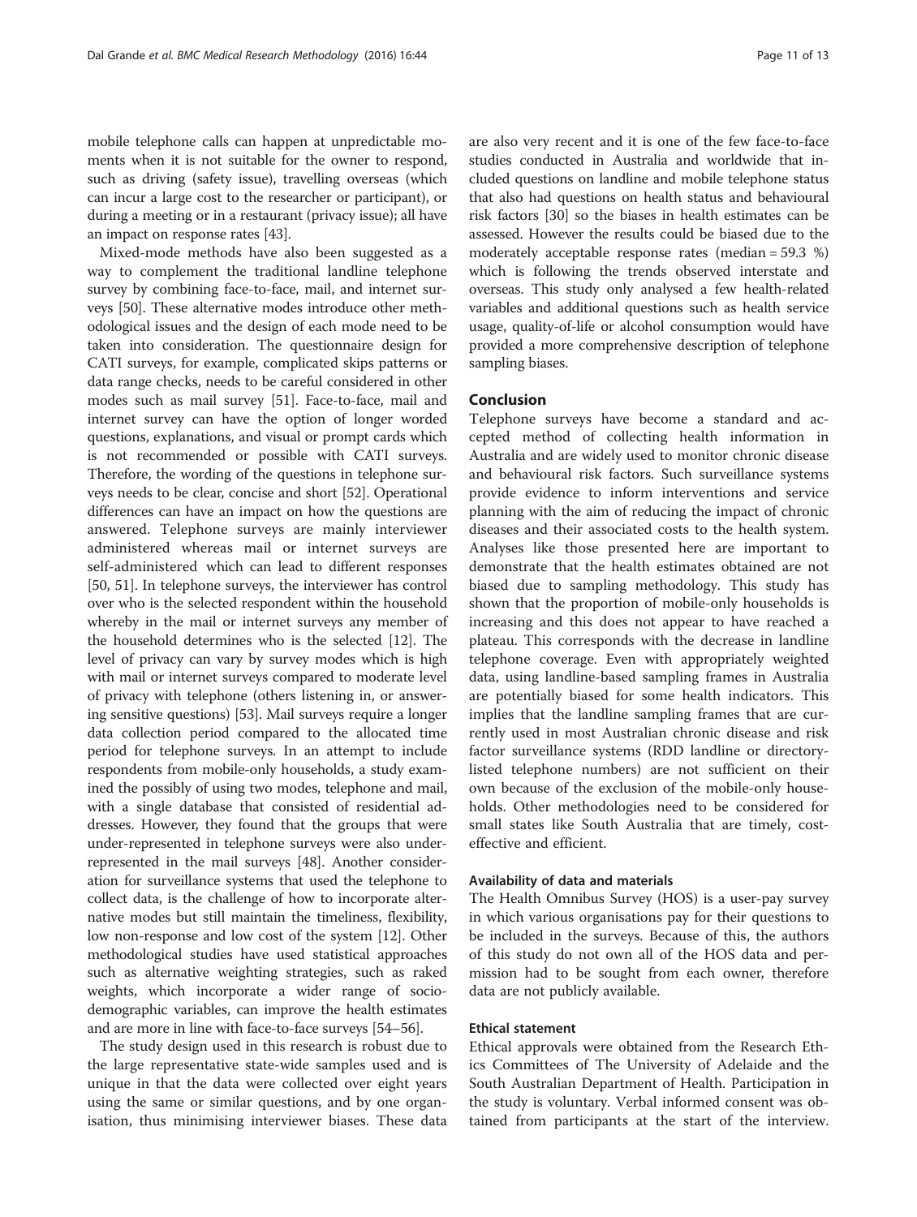mobile telephone calls can happen at unpredictable moments when it is not suitable for the owner to respond, such as driving (safety issue), travelling overseas (which can incur a large cost to the researcher or participant), or during a meeting or in a restaurant (privacy issue); all have an impact on response rates [43].

Mixed-mode methods have also been suggested as a way to complement the traditional landline telephone survey by combining face-to-face, mail, and internet surveys [50]. These alternative modes introduce other methodological issues and the design of each mode need to be taken into consideration. The questionnaire design for CATI surveys, for example, complicated skips patterns or data range checks, needs to be careful considered in other modes such as mail survey [51]. Face-to-face, mail and internet survey can have the option of longer worded questions, explanations, and visual or prompt cards which is not recommended or possible with CATI surveys. Therefore, the wording of the questions in telephone surveys needs to be clear, concise and short [52]. Operational differences can have an impact on how the questions are answered. Telephone surveys are mainly interviewer administered whereas mail or internet surveys are self-administered which can lead to different responses [50, 51]. In telephone surveys, the interviewer has control over who is the selected respondent within the household whereby in the mail or internet surveys any member of the household determines who is the selected [12]. The level of privacy can vary by survey modes which is high with mail or internet surveys compared to moderate level of privacy with telephone (others listening in, or answering sensitive questions) [53]. Mail surveys require a longer data collection period compared to the allocated time period for telephone surveys. In an attempt to include respondents from mobile-only households, a study examined the possibly of using two modes, telephone and mail, with a single database that consisted of residential addresses. However, they found that the groups that were under-represented in telephone surveys were also under-represented in the mail surveys [48]. Another consideration for surveillance systems that used the telephone to collect data, is the challenge of how to incorporate alternative modes but still maintain the timeliness, flexibility, low non-response and low cost of the system [12]. Other methodological studies have used statistical approaches such as alternative weighting strategies, such as raked weights, which incorporate a wider range of sociodemographic variables, can improve the health estimates and are more in line with face-to-face surveys [54–56].

The study design used in this research is robust due to the large representative state-wide samples used and is unique in that the data were collected over eight years using the same or similar questions, and by one organisation, thus minimising interviewer biases. These data are also very recent and it is one of the few face-to-face studies conducted in Australia and worldwide that included questions on landline and mobile telephone status that also had questions on health status and behavioural risk factors [30] so the biases in health estimates can be assessed. However the results could be biased due to the moderately acceptable response rates (median = 59.3 %) which is following the trends observed interstate and overseas. This study only analysed a few health-related variables and additional questions such as health service usage, quality-of-life or alcohol consumption would have provided a more comprehensive description of telephone sampling biases.

## Conclusion

Telephone surveys have become a standard and accepted method of collecting health information in Australia and are widely used to monitor chronic disease and behavioural risk factors. Such surveillance systems provide evidence to inform interventions and service planning with the aim of reducing the impact of chronic diseases and their associated costs to the health system. Analyses like those presented here are important to demonstrate that the health estimates obtained are not biased due to sampling methodology. This study has shown that the proportion of mobile-only households is increasing and this does not appear to have reached a plateau. This corresponds with the decrease in landline telephone coverage. Even with appropriately weighted data, using landline-based sampling frames in Australia are potentially biased for some health indicators. This implies that the landline sampling frames that are currently used in most Australian chronic disease and risk factor surveillance systems (RDD landline or directory-listed telephone numbers) are not sufficient on their own because of the exclusion of the mobile-only households. Other methodologies need to be considered for small states like South Australia that are timely, cost-effective and efficient.

### Availability of data and materials

The Health Omnibus Survey (HOS) is a user-pay survey in which various organisations pay for their questions to be included in the surveys. Because of this, the authors of this study do not own all of the HOS data and permission had to be sought from each owner, therefore data are not publicly available.

### Ethical statement

Ethical approvals were obtained from the Research Ethics Committees of The University of Adelaide and the South Australian Department of Health. Participation in the study is voluntary. Verbal informed consent was obtained from participants at the start of the interview.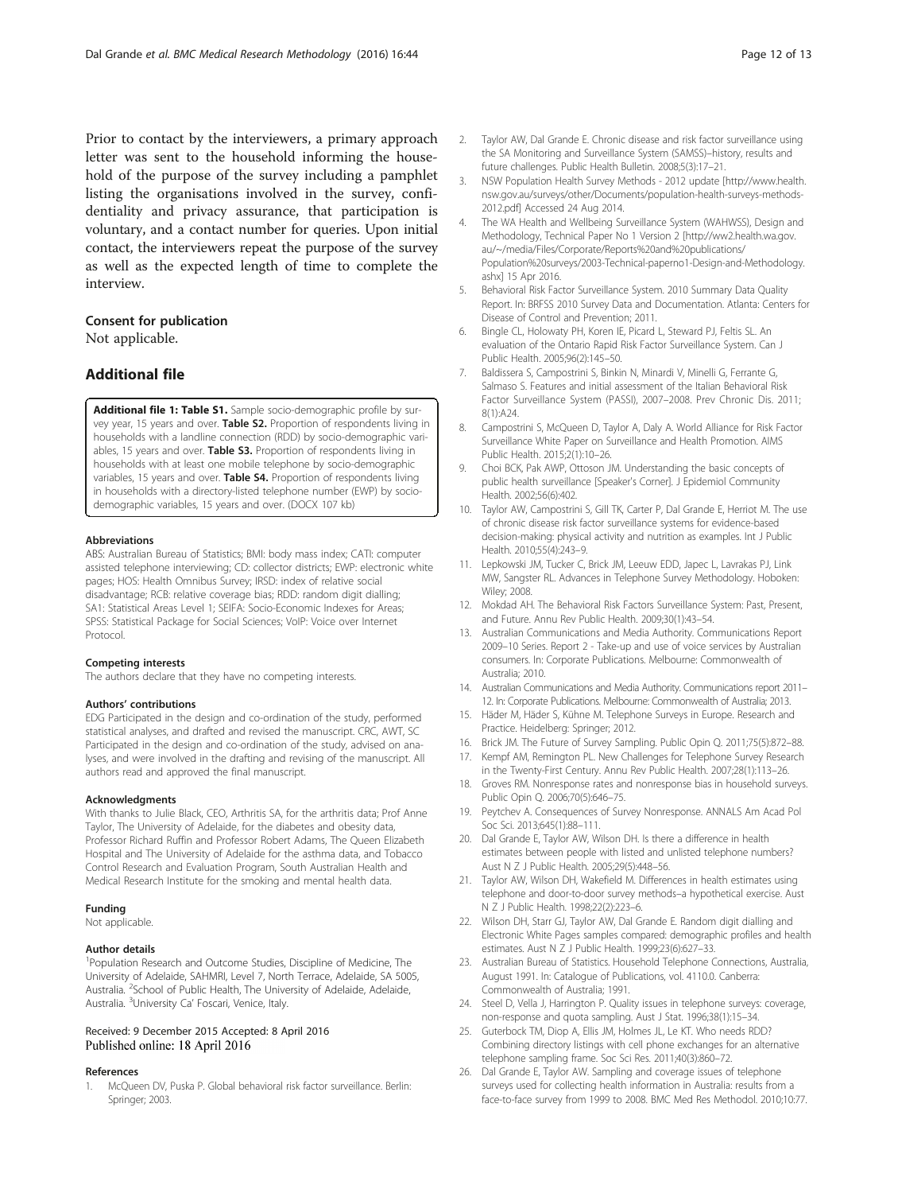Prior to contact by the interviewers, a primary approach letter was sent to the household informing the household of the purpose of the survey including a pamphlet listing the organisations involved in the survey, confidentiality and privacy assurance, that participation is voluntary, and a contact number for queries. Upon initial contact, the interviewers repeat the purpose of the survey as well as the expected length of time to complete the interview.

### Consent for publication

Not applicable.

## Additional file

**Additional file 1: Table S1.** Sample socio-demographic profile by survey year, 15 years and over. **Table S2.** Proportion of respondents living in households with a landline connection (RDD) by socio-demographic variables, 15 years and over. **Table S3.** Proportion of respondents living in households with at least one mobile telephone by socio-demographic variables, 15 years and over. **Table S4.** Proportion of respondents living in households with a directory-listed telephone number (EWP) by socio-demographic variables, 15 years and over. (DOCX 107 kb)

#### Abbreviations

ABS: Australian Bureau of Statistics; BMI: body mass index; CATI: computer assisted telephone interviewing; CD: collector districts; EWP: electronic white pages; HOS: Health Omnibus Survey; IRSD: index of relative social disadvantage; RCB: relative coverage bias; RDD: random digit dialling; SA1: Statistical Areas Level 1; SEIFA: Socio-Economic Indexes for Areas; SPSS: Statistical Package for Social Sciences; VoIP: Voice over Internet Protocol.

#### Competing interests

The authors declare that they have no competing interests.

#### Authors' contributions

EDG Participated in the design and co-ordination of the study, performed statistical analyses, and drafted and revised the manuscript. CRC, AWT, SC Participated in the design and co-ordination of the study, advised on analyses, and were involved in the drafting and revising of the manuscript. All authors read and approved the final manuscript.

#### Acknowledgments

With thanks to Julie Black, CEO, Arthritis SA, for the arthritis data; Prof Anne Taylor, The University of Adelaide, for the diabetes and obesity data, Professor Richard Ruffin and Professor Robert Adams, The Queen Elizabeth Hospital and The University of Adelaide for the asthma data, and Tobacco Control Research and Evaluation Program, South Australian Health and Medical Research Institute for the smoking and mental health data.

#### Funding

Not applicable.

#### Author details

[1]Population Research and Outcome Studies, Discipline of Medicine, The University of Adelaide, SAHMRI, Level 7, North Terrace, Adelaide, SA 5005, Australia. [2]School of Public Health, The University of Adelaide, Adelaide, Australia. [3]University Ca' Foscari, Venice, Italy.

Received: 9 December 2015 Accepted: 8 April 2016
Published online: 18 April 2016

#### References

1. McQueen DV, Puska P. Global behavioral risk factor surveillance. Berlin: Springer; 2003.
2. Taylor AW, Dal Grande E. Chronic disease and risk factor surveillance using the SA Monitoring and Surveillance System (SAMSS)–history, results and future challenges. Public Health Bulletin. 2008;5(3):17–21.
3. NSW Population Health Survey Methods - 2012 update [http://www.health.nsw.gov.au/surveys/other/Documents/population-health-surveys-methods-2012.pdf] Accessed 24 Aug 2014.
4. The WA Health and Wellbeing Surveillance System (WAHWSS), Design and Methodology, Technical Paper No 1 Version 2 [http://ww2.health.wa.gov.au/~/media/Files/Corporate/Reports%20and%20publications/Population%20surveys/2003-Technical-paperno1-Design-and-Methodology.ashx] 15 Apr 2016.
5. Behavioral Risk Factor Surveillance System. 2010 Summary Data Quality Report. In: BRFSS 2010 Survey Data and Documentation. Atlanta: Centers for Disease of Control and Prevention; 2011.
6. Bingle CL, Holowaty PH, Koren IE, Picard L, Steward PJ, Feltis SL. An evaluation of the Ontario Rapid Risk Factor Surveillance System. Can J Public Health. 2005;96(2):145–50.
7. Baldissera S, Campostrini S, Binkin N, Minardi V, Minelli G, Ferrante G, Salmaso S. Features and initial assessment of the Italian Behavioral Risk Factor Surveillance System (PASSI), 2007–2008. Prev Chronic Dis. 2011; 8(1):A24.
8. Campostrini S, McQueen D, Taylor A, Daly A. World Alliance for Risk Factor Surveillance White Paper on Surveillance and Health Promotion. AIMS Public Health. 2015;2(1):10–26.
9. Choi BCK, Pak AWP, Ottoson JM. Understanding the basic concepts of public health surveillance [Speaker's Corner]. J Epidemiol Community Health. 2002;56(6):402.
10. Taylor AW, Campostrini S, Gill TK, Carter P, Dal Grande E, Herriot M. The use of chronic disease risk factor surveillance systems for evidence-based decision-making: physical activity and nutrition as examples. Int J Public Health. 2010;55(4):243–9.
11. Lepkowski JM, Tucker C, Brick JM, Leeuw EDD, Japec L, Lavrakas PJ, Link MW, Sangster RL. Advances in Telephone Survey Methodology. Hoboken: Wiley; 2008.
12. Mokdad AH. The Behavioral Risk Factors Surveillance System: Past, Present, and Future. Annu Rev Public Health. 2009;30(1):43–54.
13. Australian Communications and Media Authority. Communications Report 2009–10 Series. Report 2 - Take-up and use of voice services by Australian consumers. In: Corporate Publications. Melbourne: Commonwealth of Australia; 2010.
14. Australian Communications and Media Authority. Communications report 2011–12. In: Corporate Publications. Melbourne: Commonwealth of Australia; 2013.
15. Häder M, Häder S, Kühne M. Telephone Surveys in Europe. Research and Practice. Heidelberg: Springer; 2012.
16. Brick JM. The Future of Survey Sampling. Public Opin Q. 2011;75(5):872–88.
17. Kempf AM, Remington PL. New Challenges for Telephone Survey Research in the Twenty-First Century. Annu Rev Public Health. 2007;28(1):113–26.
18. Groves RM. Nonresponse rates and nonresponse bias in household surveys. Public Opin Q. 2006;70(5):646–75.
19. Peytchev A. Consequences of Survey Nonresponse. ANNALS Am Acad Pol Soc Sci. 2013;645(1):88–111.
20. Dal Grande E, Taylor AW, Wilson DH. Is there a difference in health estimates between people with listed and unlisted telephone numbers? Aust N Z J Public Health. 2005;29(5):448–56.
21. Taylor AW, Wilson DH, Wakefield M. Differences in health estimates using telephone and door-to-door survey methods–a hypothetical exercise. Aust N Z J Public Health. 1998;22(2):223–6.
22. Wilson DH, Starr GJ, Taylor AW, Dal Grande E. Random digit dialling and Electronic White Pages samples compared: demographic profiles and health estimates. Aust N Z J Public Health. 1999;23(6):627–33.
23. Australian Bureau of Statistics. Household Telephone Connections, Australia, August 1991. In: Catalogue of Publications, vol. 4110.0. Canberra: Commonwealth of Australia; 1991.
24. Steel D, Vella J, Harrington P. Quality issues in telephone surveys: coverage, non-response and quota sampling. Aust J Stat. 1996;38(1):15–34.
25. Guterbock TM, Diop A, Ellis JM, Holmes JL, Le KT. Who needs RDD? Combining directory listings with cell phone exchanges for an alternative telephone sampling frame. Soc Sci Res. 2011;40(3):860–72.
26. Dal Grande E, Taylor AW. Sampling and coverage issues of telephone surveys used for collecting health information in Australia: results from a face-to-face survey from 1999 to 2008. BMC Med Res Methodol. 2010;10:77.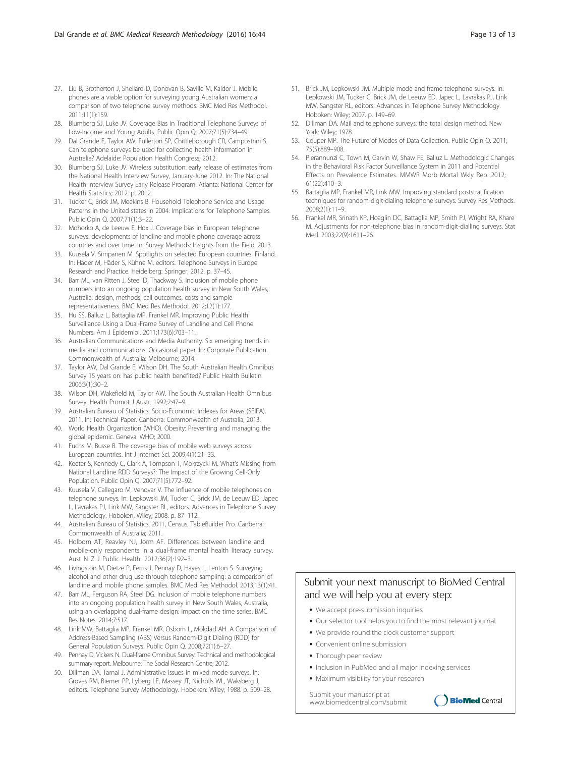27. Liu B, Brotherton J, Shellard D, Donovan B, Saville M, Kaldor J. Mobile phones are a viable option for surveying young Australian women: a comparison of two telephone survey methods. BMC Med Res Methodol. 2011;11(1):159.
28. Blumberg SJ, Luke JV. Coverage Bias in Traditional Telephone Surveys of Low-Income and Young Adults. Public Opin Q. 2007;71(5):734–49.
29. Dal Grande E, Taylor AW, Fullerton SP, Chittleborough CR, Campostrini S. Can telephone surveys be used for collecting health information in Australia? Adelaide: Population Health Congress; 2012.
30. Blumberg SJ, Luke JV. Wireless substitution: early release of estimates from the National Health Interview Survey, January-June 2012. In: The National Health Interview Survey Early Release Program. Atlanta: National Center for Health Statistics; 2012. p. 2012.
31. Tucker C, Brick JM, Meekins B. Household Telephone Service and Usage Patterns in the United states in 2004: Implications for Telephone Samples. Public Opin Q. 2007;71(1):3–22.
32. Mohorko A, de Leeuw E, Hox J. Coverage bias in European telephone surveys: developments of landline and mobile phone coverage across countries and over time. In: Survey Methods: Insights from the Field. 2013.
33. Kuusela V, Simpanen M. Spotlights on selected European countries, Finland. In: Häder M, Häder S, Kühne M, editors. Telephone Surveys in Europe: Research and Practice. Heidelberg: Springer; 2012. p. 37–45.
34. Barr ML, van Ritten J, Steel D, Thackway S. Inclusion of mobile phone numbers into an ongoing population health survey in New South Wales, Australia: design, methods, call outcomes, costs and sample representativeness. BMC Med Res Methodol. 2012;12(1):177.
35. Hu SS, Balluz L, Battaglia MP, Frankel MR. Improving Public Health Surveillance Using a Dual-Frame Survey of Landline and Cell Phone Numbers. Am J Epidemiol. 2011;173(6):703–11.
36. Australian Communications and Media Authority. Six emeriging trends in media and communications. Occasional paper. In: Corporate Publication. Commonwealth of Australia: Melbourne; 2014.
37. Taylor AW, Dal Grande E, Wilson DH. The South Australian Health Omnibus Survey 15 years on: has public health benefited? Public Health Bulletin. 2006;3(1):30–2.
38. Wilson DH, Wakefield M, Taylor AW. The South Australian Health Omnibus Survey. Health Promot J Austr. 1992;2:47–9.
39. Australian Bureau of Statistics. Socio-Economic Indexes for Areas (SEIFA), 2011. In: Technical Paper. Canberra: Commonwealth of Australia; 2013.
40. World Health Organization (WHO). Obesity: Preventing and managing the global epidemic. Geneva: WHO; 2000.
41. Fuchs M, Busse B. The coverage bias of mobile web surveys across European countries. Int J Internet Sci. 2009;4(1):21–33.
42. Keeter S, Kennedy C, Clark A, Tompson T, Mokrzycki M. What's Missing from National Landline RDD Surveys?: The Impact of the Growing Cell-Only Population. Public Opin Q. 2007;71(5):772–92.
43. Kuusela V, Callegaro M, Vehovar V. The influence of mobile telephones on telephone surveys. In: Lepkowski JM, Tucker C, Brick JM, de Leeuw ED, Japec L, Lavrakas PJ, Link MW, Sangster RL, editors. Advances in Telephone Survey Methodology. Hoboken: Wiley; 2008. p. 87–112.
44. Australian Bureau of Statistics. 2011, Census, TableBuilder Pro. Canberra: Commonwealth of Australia; 2011.
45. Holborn AT, Reavley NJ, Jorm AF. Differences between landline and mobile-only respondents in a dual-frame mental health literacy survey. Aust N Z J Public Health. 2012;36(2):192–3.
46. Livingston M, Dietze P, Ferris J, Pennay D, Hayes L, Lenton S. Surveying alcohol and other drug use through telephone sampling: a comparison of landline and mobile phone samples. BMC Med Res Methodol. 2013;13(1):41.
47. Barr ML, Ferguson RA, Steel DG. Inclusion of mobile telephone numbers into an ongoing population health survey in New South Wales, Australia, using an overlapping dual-frame design: impact on the time series. BMC Res Notes. 2014;7:517.
48. Link MW, Battaglia MP, Frankel MR, Osborn L, Mokdad AH. A Comparison of Address-Based Sampling (ABS) Versus Random-Digit Dialing (RDD) for General Population Surveys. Public Opin Q. 2008;72(1):6–27.
49. Pennay D, Vickers N. Dual-frame Omnibus Survey. Technical and methodological summary report. Melbourne: The Social Research Centre; 2012.
50. Dillman DA, Tarnai J. Administrative issues in mixed mode surveys. In: Groves RM, Biemer PP, Lyberg LE, Massey JT, Nicholls WL, Waksberg J, editors. Telephone Survey Methodology. Hoboken: Wiley; 1988. p. 509–28.
51. Brick JM, Lepkowski JM. Multiple mode and frame telephone surveys. In: Lepkowski JM, Tucker C, Brick JM, de Leeuw ED, Japec L, Lavrakas PJ, Link MW, Sangster RL, editors. Advances in Telephone Survey Methodology. Hoboken: Wiley; 2007. p. 149–69.
52. Dillman DA. Mail and telephone surveys: the total design method. New York: Wiley; 1978.
53. Couper MP. The Future of Modes of Data Collection. Public Opin Q. 2011; 75(5):889–908.
54. Pierannunzi C, Town M, Garvin W, Shaw FE, Balluz L. Methodologic Changes in the Behavioral Risk Factor Surveillance System in 2011 and Potential Effects on Prevalence Estimates. MMWR Morb Mortal Wkly Rep. 2012; 61(22):410–3.
55. Battaglia MP, Frankel MR, Link MW. Improving standard poststratification techniques for random-digit-dialing telephone surveys. Survey Res Methods. 2008;2(1):11–9.
56. Frankel MR, Srinath KP, Hoaglin DC, Battaglia MP, Smith PJ, Wright RA, Khare M. Adjustments for non-telephone bias in random-digit-dialling surveys. Stat Med. 2003;22(9):1611–26.

Submit your next manuscript to BioMed Central and we will help you at every step:

- We accept pre-submission inquiries
- Our selector tool helps you to find the most relevant journal
- We provide round the clock customer support
- Convenient online submission
- Thorough peer review
- Inclusion in PubMed and all major indexing services
- Maximum visibility for your research

Submit your manuscript at
www.biomedcentral.com/submit

BioMed Central